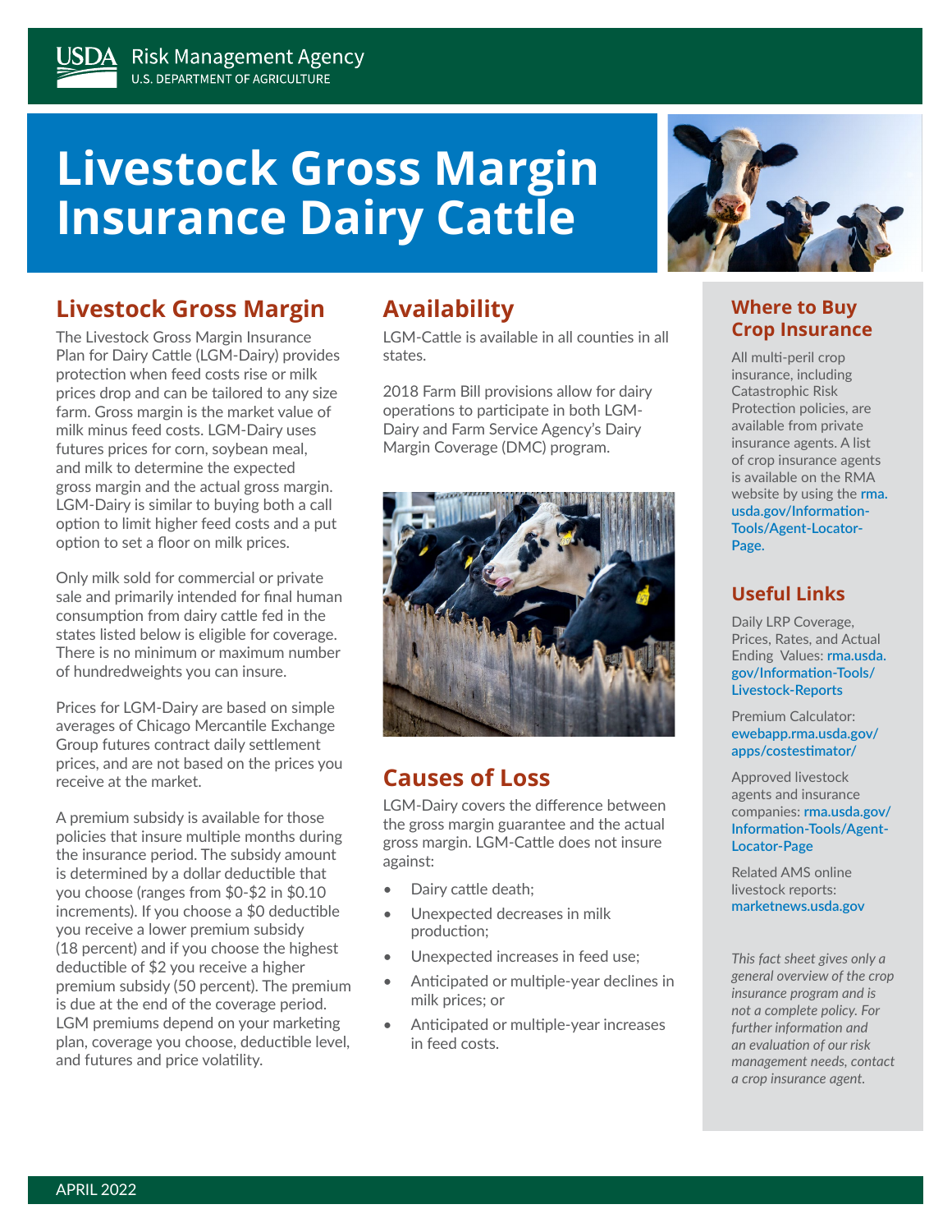USDA Risk Management Agency
U.S. DEPARTMENT OF AGRICULTURE

# Livestock Gross Margin Insurance Dairy Cattle

## Livestock Gross Margin

The Livestock Gross Margin Insurance Plan for Dairy Cattle (LGM-Dairy) provides protection when feed costs rise or milk prices drop and can be tailored to any size farm. Gross margin is the market value of milk minus feed costs. LGM-Dairy uses futures prices for corn, soybean meal, and milk to determine the expected gross margin and the actual gross margin. LGM-Dairy is similar to buying both a call option to limit higher feed costs and a put option to set a floor on milk prices.

Only milk sold for commercial or private sale and primarily intended for final human consumption from dairy cattle fed in the states listed below is eligible for coverage. There is no minimum or maximum number of hundredweights you can insure.

Prices for LGM-Dairy are based on simple averages of Chicago Mercantile Exchange Group futures contract daily settlement prices, and are not based on the prices you receive at the market.

A premium subsidy is available for those policies that insure multiple months during the insurance period. The subsidy amount is determined by a dollar deductible that you choose (ranges from $0-$2 in $0.10 increments). If you choose a $0 deductible you receive a lower premium subsidy (18 percent) and if you choose the highest deductible of $2 you receive a higher premium subsidy (50 percent). The premium is due at the end of the coverage period. LGM premiums depend on your marketing plan, coverage you choose, deductible level, and futures and price volatility.

## Availability

LGM-Cattle is available in all counties in all states.

2018 Farm Bill provisions allow for dairy operations to participate in both LGM-Dairy and Farm Service Agency's Dairy Margin Coverage (DMC) program.

## Causes of Loss

LGM-Dairy covers the difference between the gross margin guarantee and the actual gross margin. LGM-Cattle does not insure against:

- Dairy cattle death;
- Unexpected decreases in milk production;
- Unexpected increases in feed use;
- Anticipated or multiple-year declines in milk prices; or
- Anticipated or multiple-year increases in feed costs.

## Where to Buy Crop Insurance

All multi-peril crop insurance, including Catastrophic Risk Protection policies, are available from private insurance agents. A list of crop insurance agents is available on the RMA website by using the rma.usda.gov/Information-Tools/Agent-Locator-Page.

## Useful Links

Daily LRP Coverage, Prices, Rates, and Actual Ending Values: rma.usda.gov/Information-Tools/Livestock-Reports

Premium Calculator: ewebapp.rma.usda.gov/apps/costestimator/

Approved livestock agents and insurance companies: rma.usda.gov/Information-Tools/Agent-Locator-Page

Related AMS online livestock reports: marketnews.usda.gov

*This fact sheet gives only a general overview of the crop insurance program and is not a complete policy. For further information and an evaluation of our risk management needs, contact a crop insurance agent.*

APRIL 2022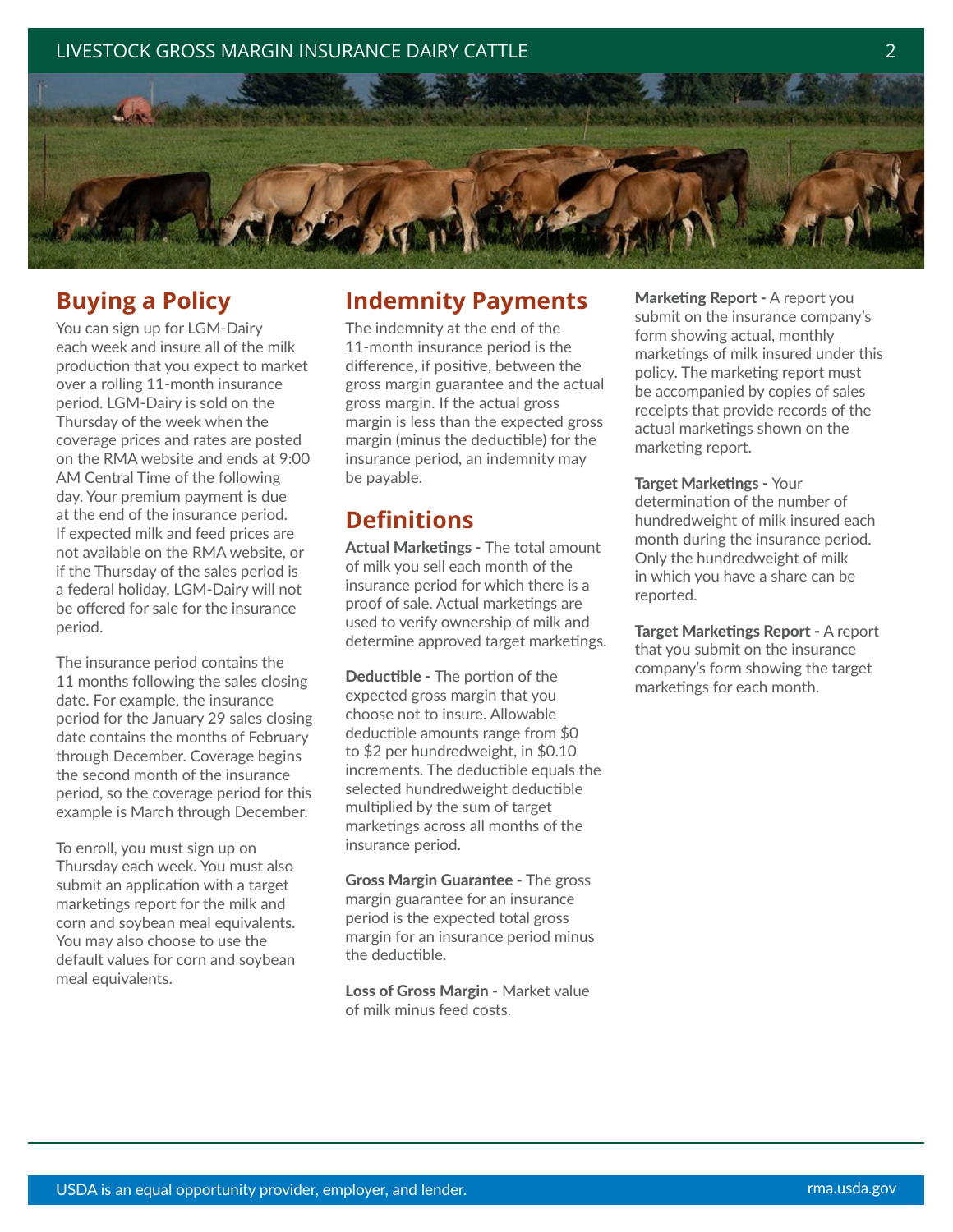## Buying a Policy

You can sign up for LGM-Dairy each week and insure all of the milk production that you expect to market over a rolling 11-month insurance period. LGM-Dairy is sold on the Thursday of the week when the coverage prices and rates are posted on the RMA website and ends at 9:00 AM Central Time of the following day. Your premium payment is due at the end of the insurance period. If expected milk and feed prices are not available on the RMA website, or if the Thursday of the sales period is a federal holiday, LGM-Dairy will not be offered for sale for the insurance period.

The insurance period contains the 11 months following the sales closing date. For example, the insurance period for the January 29 sales closing date contains the months of February through December. Coverage begins the second month of the insurance period, so the coverage period for this example is March through December.

To enroll, you must sign up on Thursday each week. You must also submit an application with a target marketings report for the milk and corn and soybean meal equivalents. You may also choose to use the default values for corn and soybean meal equivalents.

## Indemnity Payments

The indemnity at the end of the 11-month insurance period is the difference, if positive, between the gross margin guarantee and the actual gross margin. If the actual gross margin is less than the expected gross margin (minus the deductible) for the insurance period, an indemnity may be payable.

## Definitions

**Actual Marketings -** The total amount of milk you sell each month of the insurance period for which there is a proof of sale. Actual marketings are used to verify ownership of milk and determine approved target marketings.

**Deductible -** The portion of the expected gross margin that you choose not to insure. Allowable deductible amounts range from $0 to $2 per hundredweight, in $0.10 increments. The deductible equals the selected hundredweight deductible multiplied by the sum of target marketings across all months of the insurance period.

**Gross Margin Guarantee -** The gross margin guarantee for an insurance period is the expected total gross margin for an insurance period minus the deductible.

**Loss of Gross Margin -** Market value of milk minus feed costs.

**Marketing Report -** A report you submit on the insurance company's form showing actual, monthly marketings of milk insured under this policy. The marketing report must be accompanied by copies of sales receipts that provide records of the actual marketings shown on the marketing report.

**Target Marketings -** Your determination of the number of hundredweight of milk insured each month during the insurance period. Only the hundredweight of milk in which you have a share can be reported.

**Target Marketings Report -** A report that you submit on the insurance company's form showing the target marketings for each month.